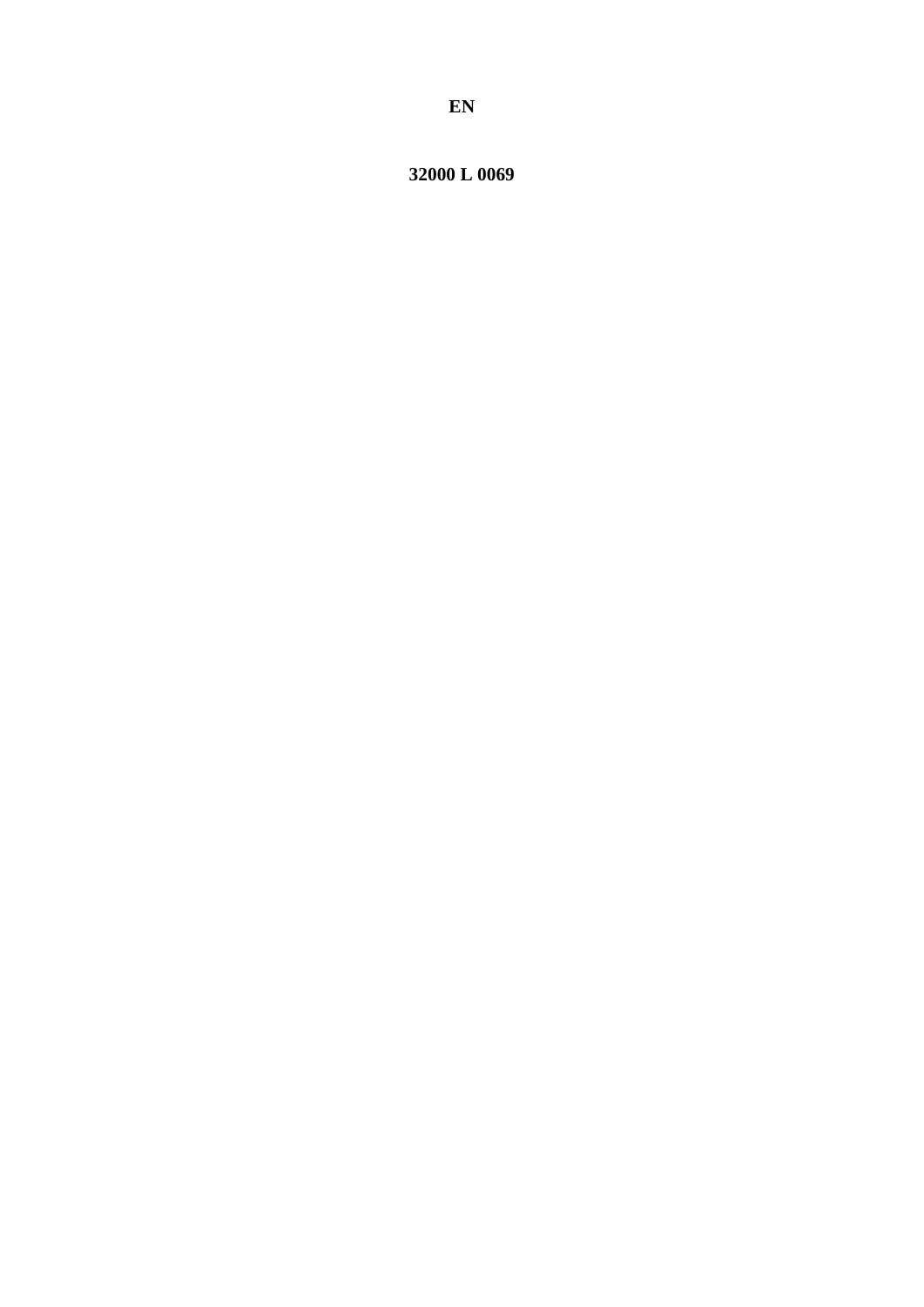**EN**

**32000 L 0069**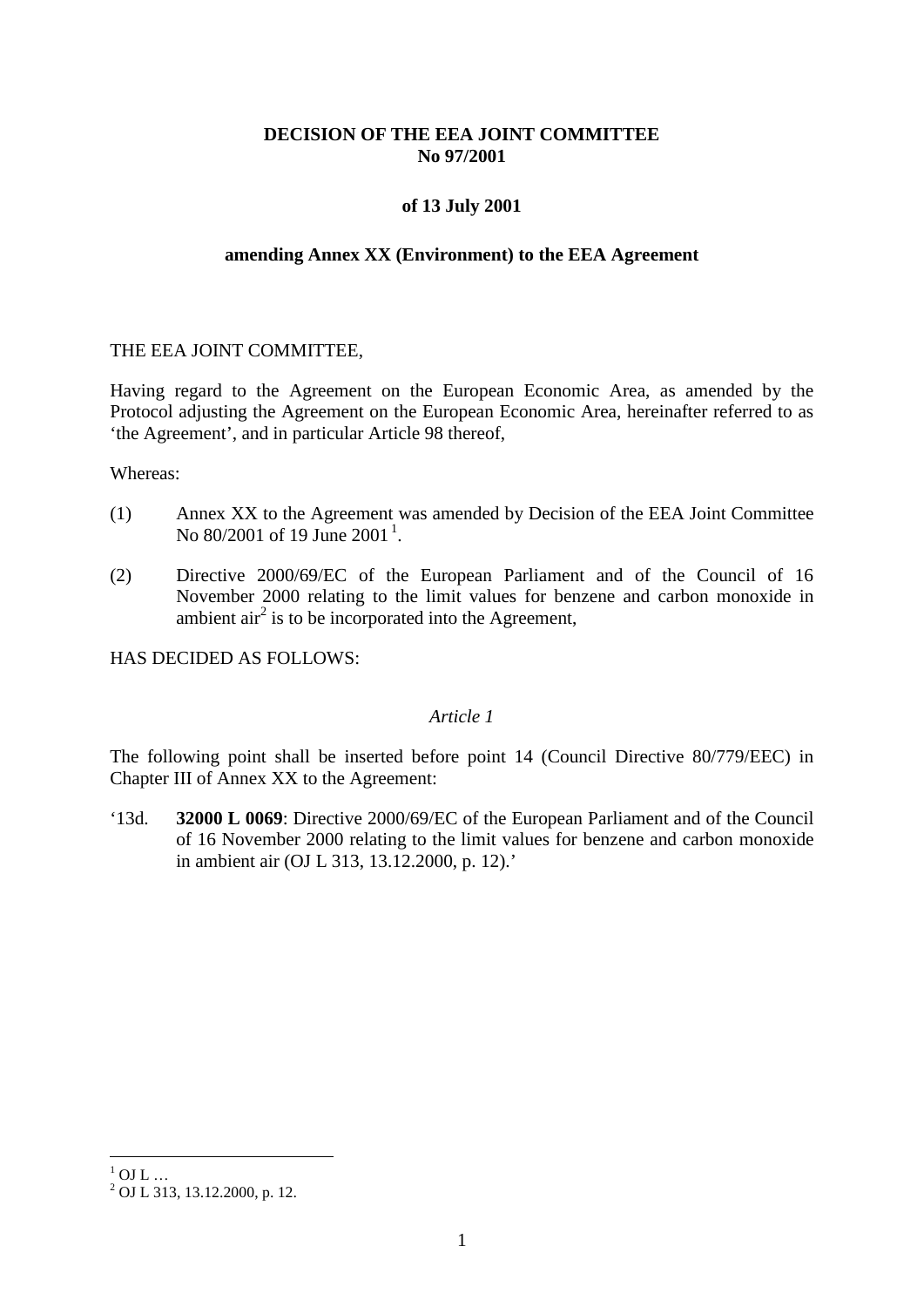**DECISION OF THE EEA JOINT COMMITTEE**
**No 97/2001**

**of 13 July 2001**

**amending Annex XX (Environment) to the EEA Agreement**

THE EEA JOINT COMMITTEE,

Having regard to the Agreement on the European Economic Area, as amended by the Protocol adjusting the Agreement on the European Economic Area, hereinafter referred to as 'the Agreement', and in particular Article 98 thereof,

Whereas:

(1) Annex XX to the Agreement was amended by Decision of the EEA Joint Committee No 80/2001 of 19 June 2001 [1].

(2) Directive 2000/69/EC of the European Parliament and of the Council of 16 November 2000 relating to the limit values for benzene and carbon monoxide in ambient air [2] is to be incorporated into the Agreement,

HAS DECIDED AS FOLLOWS:

*Article 1*

The following point shall be inserted before point 14 (Council Directive 80/779/EEC) in Chapter III of Annex XX to the Agreement:

'13d. **32000 L 0069**: Directive 2000/69/EC of the European Parliament and of the Council of 16 November 2000 relating to the limit values for benzene and carbon monoxide in ambient air (OJ L 313, 13.12.2000, p. 12).'

---

[1] OJ L …

[2] OJ L 313, 13.12.2000, p. 12.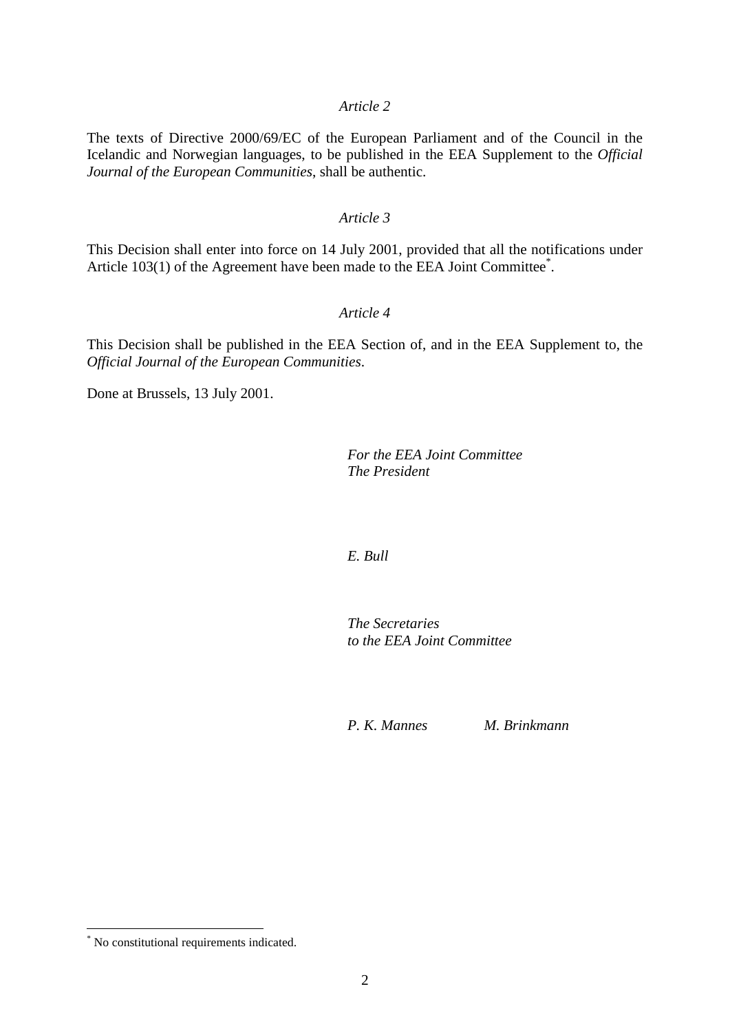*Article 2*

The texts of Directive 2000/69/EC of the European Parliament and of the Council in the Icelandic and Norwegian languages, to be published in the EEA Supplement to the *Official Journal of the European Communities*, shall be authentic.

*Article 3*

This Decision shall enter into force on 14 July 2001, provided that all the notifications under Article 103(1) of the Agreement have been made to the EEA Joint Committee[*].

*Article 4*

This Decision shall be published in the EEA Section of, and in the EEA Supplement to, the *Official Journal of the European Communities*.

Done at Brussels, 13 July 2001.

*For the EEA Joint Committee*
*The President*

*E. Bull*

*The Secretaries*
*to the EEA Joint Committee*

*P. K. Mannes* *M. Brinkmann*

---

[*] No constitutional requirements indicated.